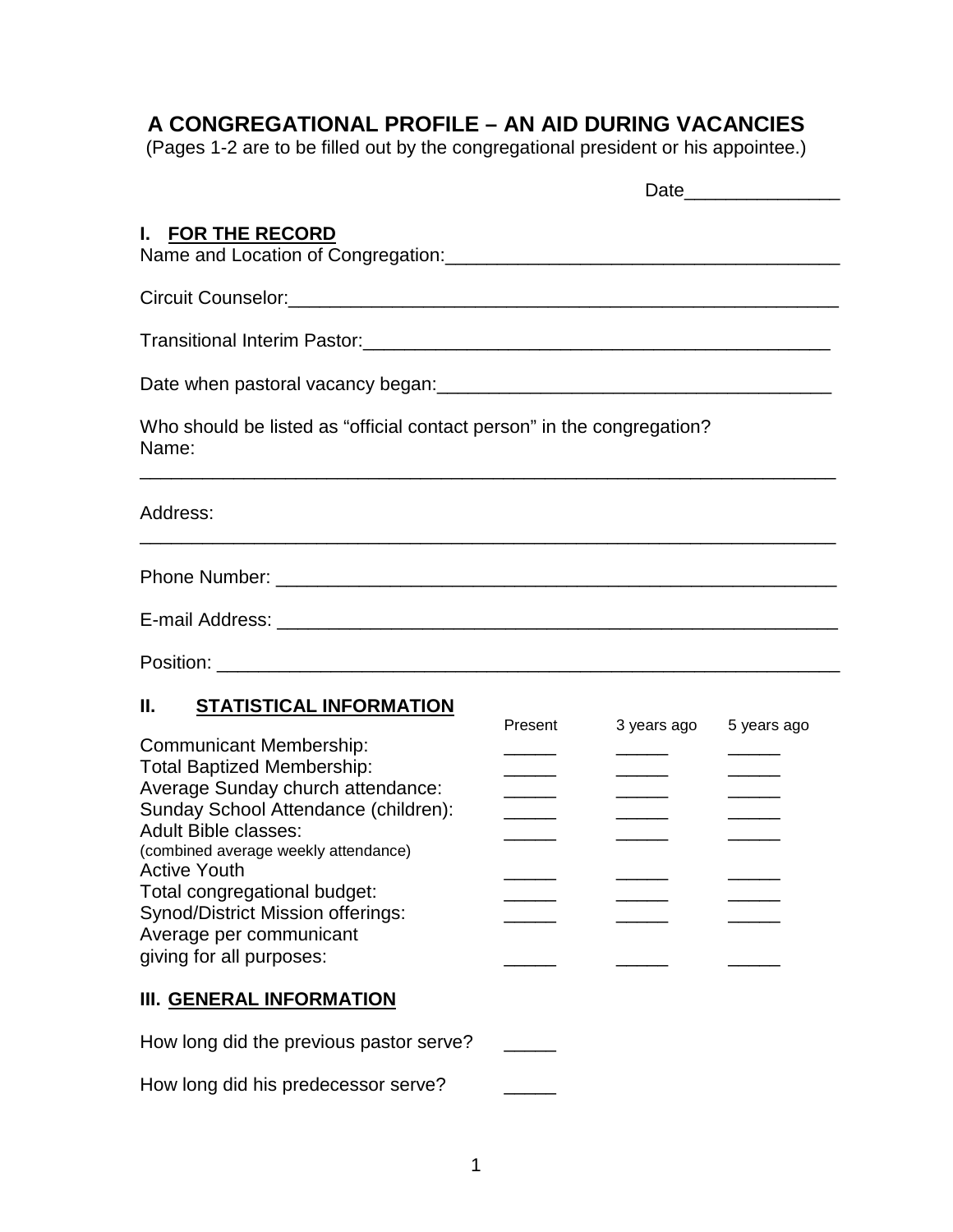# A CONGREGATIONAL PROFILE – AN AID DURING VACANCIES

(Pages 1-2 are to be filled out by the congregational president or his appointee.)

Date_______________

## I. FOR THE RECORD

Name and Location of Congregation:_____________________________________

Circuit Counselor:______________________________________________________

Transitional Interim Pastor:______________________________________________

Date when pastoral vacancy began:______________________________________

Who should be listed as "official contact person" in the congregation?
Name:

____________________________________________________________________

Address:

____________________________________________________________________

Phone Number: ________________________________________________________

E-mail Address: ________________________________________________________

Position: ______________________________________________________________

## II. STATISTICAL INFORMATION

| | Present | 3 years ago | 5 years ago |
|---|---|---|---|
| Communicant Membership: | _____ | _____ | _____ |
| Total Baptized Membership: | _____ | _____ | _____ |
| Average Sunday church attendance: | _____ | _____ | _____ |
| Sunday School Attendance (children): | _____ | _____ | _____ |
| Adult Bible classes: (combined average weekly attendance) | _____ | _____ | _____ |
| Active Youth | _____ | _____ | _____ |
| Total congregational budget: | _____ | _____ | _____ |
| Synod/District Mission offerings: | _____ | _____ | _____ |
| Average per communicant giving for all purposes: | _____ | _____ | _____ |

## III. GENERAL INFORMATION

How long did the previous pastor serve? _____

How long did his predecessor serve? _____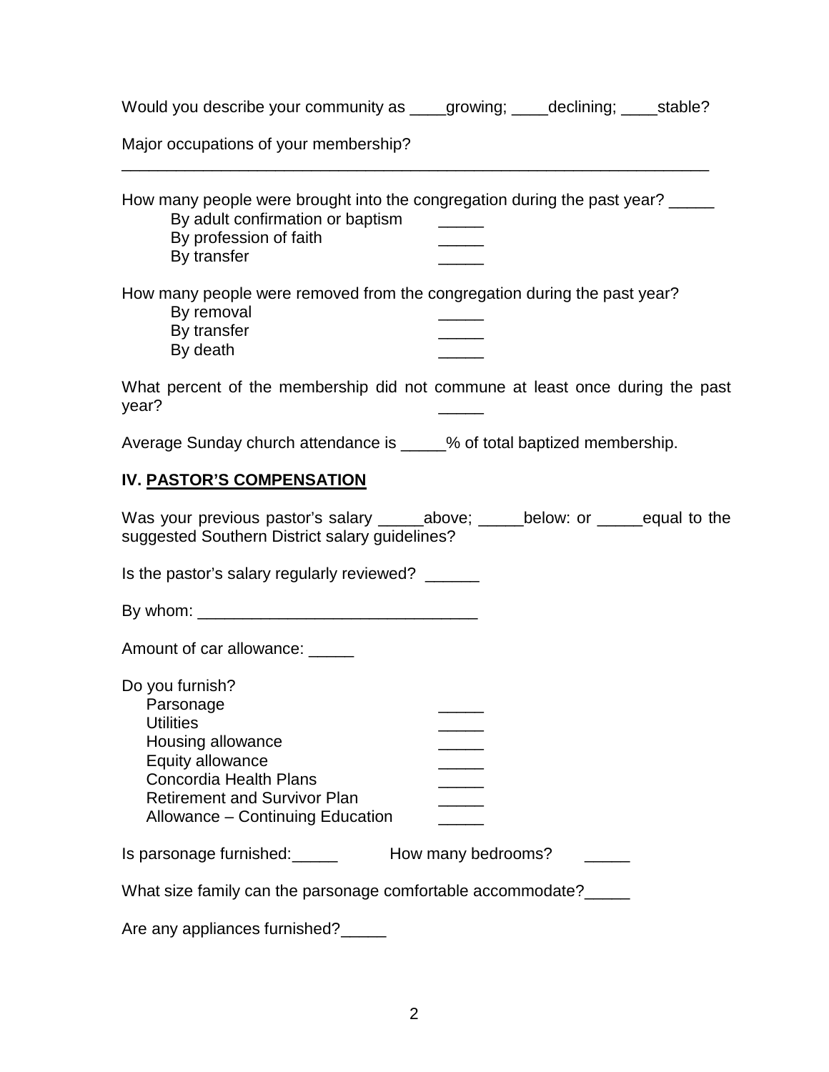Would you describe your community as ____growing; ____declining; ____stable?

Major occupations of your membership?

_________________________________________________________________

How many people were brought into the congregation during the past year? _____

- By adult confirmation or baptism _____
- By profession of faith _____
- By transfer _____

How many people were removed from the congregation during the past year?

- By removal _____
- By transfer _____
- By death _____

What percent of the membership did not commune at least once during the past year? _____

Average Sunday church attendance is _____% of total baptized membership.

## IV. PASTOR'S COMPENSATION

Was your previous pastor's salary _____above; _____below: or _____equal to the suggested Southern District salary guidelines?

Is the pastor's salary regularly reviewed? ______

By whom: _______________________________

Amount of car allowance: _____

Do you furnish?

- Parsonage _____
- Utilities _____
- Housing allowance _____
- Equity allowance _____
- Concordia Health Plans _____
- Retirement and Survivor Plan _____
- Allowance – Continuing Education _____

Is parsonage furnished:_____ How many bedrooms? _____

What size family can the parsonage comfortable accommodate?_____

Are any appliances furnished?_____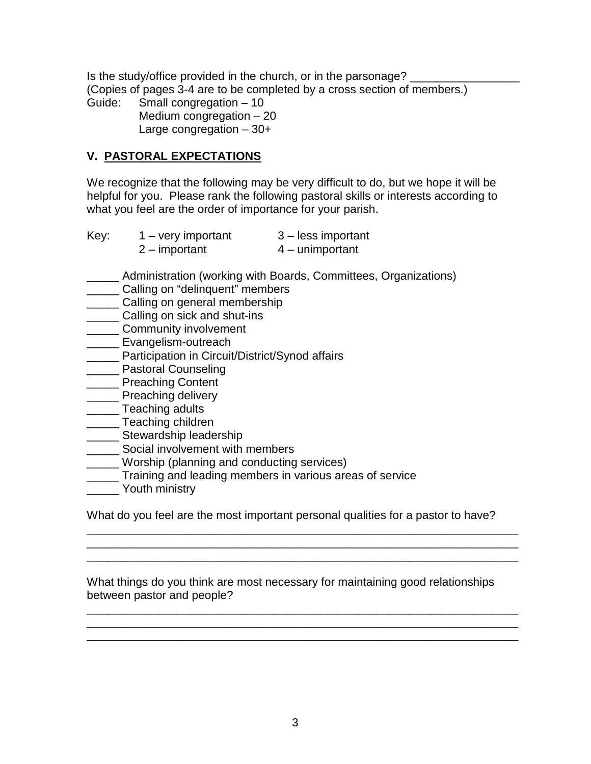Is the study/office provided in the church, or in the parsonage? _________________

(Copies of pages 3-4 are to be completed by a cross section of members.)

Guide: Small congregation – 10
Medium congregation – 20
Large congregation – 30+

## V. PASTORAL EXPECTATIONS

We recognize that the following may be very difficult to do, but we hope it will be helpful for you. Please rank the following pastoral skills or interests according to what you feel are the order of importance for your parish.

Key: 1 – very important 3 – less important
2 – important 4 – unimportant

_____ Administration (working with Boards, Committees, Organizations)
_____ Calling on "delinquent" members
_____ Calling on general membership
_____ Calling on sick and shut-ins
_____ Community involvement
_____ Evangelism-outreach
_____ Participation in Circuit/District/Synod affairs
_____ Pastoral Counseling
_____ Preaching Content
_____ Preaching delivery
_____ Teaching adults
_____ Teaching children
_____ Stewardship leadership
_____ Social involvement with members
_____ Worship (planning and conducting services)
_____ Training and leading members in various areas of service
_____ Youth ministry

What do you feel are the most important personal qualities for a pastor to have?

_____________________________________________________________________
_____________________________________________________________________
_____________________________________________________________________

What things do you think are most necessary for maintaining good relationships between pastor and people?

_____________________________________________________________________
_____________________________________________________________________
_____________________________________________________________________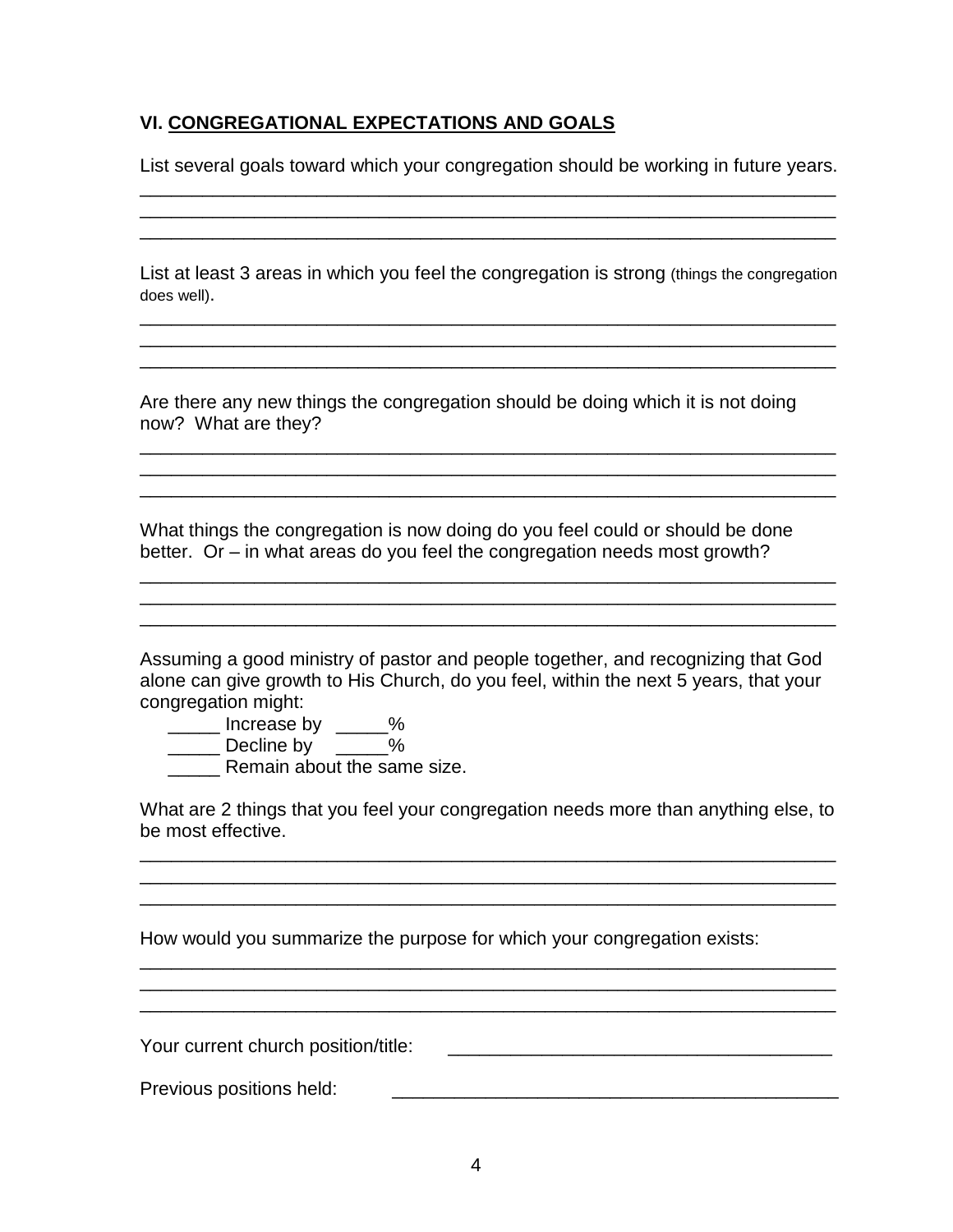### VI. <u>CONGREGATIONAL EXPECTATIONS AND GOALS</u>

List several goals toward which your congregation should be working in future years.

\_\_\_\_\_\_\_\_\_\_\_\_\_\_\_\_\_\_\_\_\_\_\_\_\_\_\_\_\_\_\_\_\_\_\_\_\_\_\_\_\_\_\_\_\_\_\_\_\_\_\_\_\_\_\_\_\_\_\_\_\_\_\_\_\_\_\_\_\_\_

\_\_\_\_\_\_\_\_\_\_\_\_\_\_\_\_\_\_\_\_\_\_\_\_\_\_\_\_\_\_\_\_\_\_\_\_\_\_\_\_\_\_\_\_\_\_\_\_\_\_\_\_\_\_\_\_\_\_\_\_\_\_\_\_\_\_\_\_\_\_

\_\_\_\_\_\_\_\_\_\_\_\_\_\_\_\_\_\_\_\_\_\_\_\_\_\_\_\_\_\_\_\_\_\_\_\_\_\_\_\_\_\_\_\_\_\_\_\_\_\_\_\_\_\_\_\_\_\_\_\_\_\_\_\_\_\_\_\_\_\_

List at least 3 areas in which you feel the congregation is strong (things the congregation does well).

\_\_\_\_\_\_\_\_\_\_\_\_\_\_\_\_\_\_\_\_\_\_\_\_\_\_\_\_\_\_\_\_\_\_\_\_\_\_\_\_\_\_\_\_\_\_\_\_\_\_\_\_\_\_\_\_\_\_\_\_\_\_\_\_\_\_\_\_\_\_

\_\_\_\_\_\_\_\_\_\_\_\_\_\_\_\_\_\_\_\_\_\_\_\_\_\_\_\_\_\_\_\_\_\_\_\_\_\_\_\_\_\_\_\_\_\_\_\_\_\_\_\_\_\_\_\_\_\_\_\_\_\_\_\_\_\_\_\_\_\_

\_\_\_\_\_\_\_\_\_\_\_\_\_\_\_\_\_\_\_\_\_\_\_\_\_\_\_\_\_\_\_\_\_\_\_\_\_\_\_\_\_\_\_\_\_\_\_\_\_\_\_\_\_\_\_\_\_\_\_\_\_\_\_\_\_\_\_\_\_\_

Are there any new things the congregation should be doing which it is not doing now? What are they?

\_\_\_\_\_\_\_\_\_\_\_\_\_\_\_\_\_\_\_\_\_\_\_\_\_\_\_\_\_\_\_\_\_\_\_\_\_\_\_\_\_\_\_\_\_\_\_\_\_\_\_\_\_\_\_\_\_\_\_\_\_\_\_\_\_\_\_\_\_\_

\_\_\_\_\_\_\_\_\_\_\_\_\_\_\_\_\_\_\_\_\_\_\_\_\_\_\_\_\_\_\_\_\_\_\_\_\_\_\_\_\_\_\_\_\_\_\_\_\_\_\_\_\_\_\_\_\_\_\_\_\_\_\_\_\_\_\_\_\_\_

\_\_\_\_\_\_\_\_\_\_\_\_\_\_\_\_\_\_\_\_\_\_\_\_\_\_\_\_\_\_\_\_\_\_\_\_\_\_\_\_\_\_\_\_\_\_\_\_\_\_\_\_\_\_\_\_\_\_\_\_\_\_\_\_\_\_\_\_\_\_

What things the congregation is now doing do you feel could or should be done better. Or – in what areas do you feel the congregation needs most growth?

\_\_\_\_\_\_\_\_\_\_\_\_\_\_\_\_\_\_\_\_\_\_\_\_\_\_\_\_\_\_\_\_\_\_\_\_\_\_\_\_\_\_\_\_\_\_\_\_\_\_\_\_\_\_\_\_\_\_\_\_\_\_\_\_\_\_\_\_\_\_

\_\_\_\_\_\_\_\_\_\_\_\_\_\_\_\_\_\_\_\_\_\_\_\_\_\_\_\_\_\_\_\_\_\_\_\_\_\_\_\_\_\_\_\_\_\_\_\_\_\_\_\_\_\_\_\_\_\_\_\_\_\_\_\_\_\_\_\_\_\_

\_\_\_\_\_\_\_\_\_\_\_\_\_\_\_\_\_\_\_\_\_\_\_\_\_\_\_\_\_\_\_\_\_\_\_\_\_\_\_\_\_\_\_\_\_\_\_\_\_\_\_\_\_\_\_\_\_\_\_\_\_\_\_\_\_\_\_\_\_\_

Assuming a good ministry of pastor and people together, and recognizing that God alone can give growth to His Church, do you feel, within the next 5 years, that your congregation might:

\_\_\_\_\_ Increase by \_\_\_\_\_%
\_\_\_\_\_ Decline by \_\_\_\_\_%
\_\_\_\_\_ Remain about the same size.

What are 2 things that you feel your congregation needs more than anything else, to be most effective.

\_\_\_\_\_\_\_\_\_\_\_\_\_\_\_\_\_\_\_\_\_\_\_\_\_\_\_\_\_\_\_\_\_\_\_\_\_\_\_\_\_\_\_\_\_\_\_\_\_\_\_\_\_\_\_\_\_\_\_\_\_\_\_\_\_\_\_\_\_\_

\_\_\_\_\_\_\_\_\_\_\_\_\_\_\_\_\_\_\_\_\_\_\_\_\_\_\_\_\_\_\_\_\_\_\_\_\_\_\_\_\_\_\_\_\_\_\_\_\_\_\_\_\_\_\_\_\_\_\_\_\_\_\_\_\_\_\_\_\_\_

\_\_\_\_\_\_\_\_\_\_\_\_\_\_\_\_\_\_\_\_\_\_\_\_\_\_\_\_\_\_\_\_\_\_\_\_\_\_\_\_\_\_\_\_\_\_\_\_\_\_\_\_\_\_\_\_\_\_\_\_\_\_\_\_\_\_\_\_\_\_

How would you summarize the purpose for which your congregation exists:

\_\_\_\_\_\_\_\_\_\_\_\_\_\_\_\_\_\_\_\_\_\_\_\_\_\_\_\_\_\_\_\_\_\_\_\_\_\_\_\_\_\_\_\_\_\_\_\_\_\_\_\_\_\_\_\_\_\_\_\_\_\_\_\_\_\_\_\_\_\_

\_\_\_\_\_\_\_\_\_\_\_\_\_\_\_\_\_\_\_\_\_\_\_\_\_\_\_\_\_\_\_\_\_\_\_\_\_\_\_\_\_\_\_\_\_\_\_\_\_\_\_\_\_\_\_\_\_\_\_\_\_\_\_\_\_\_\_\_\_\_

\_\_\_\_\_\_\_\_\_\_\_\_\_\_\_\_\_\_\_\_\_\_\_\_\_\_\_\_\_\_\_\_\_\_\_\_\_\_\_\_\_\_\_\_\_\_\_\_\_\_\_\_\_\_\_\_\_\_\_\_\_\_\_\_\_\_\_\_\_\_

Your current church position/title: \_\_\_\_\_\_\_\_\_\_\_\_\_\_\_\_\_\_\_\_\_\_\_\_\_\_\_\_\_\_\_\_\_\_\_\_\_\_\_

Previous positions held: \_\_\_\_\_\_\_\_\_\_\_\_\_\_\_\_\_\_\_\_\_\_\_\_\_\_\_\_\_\_\_\_\_\_\_\_\_\_\_\_\_\_\_\_\_